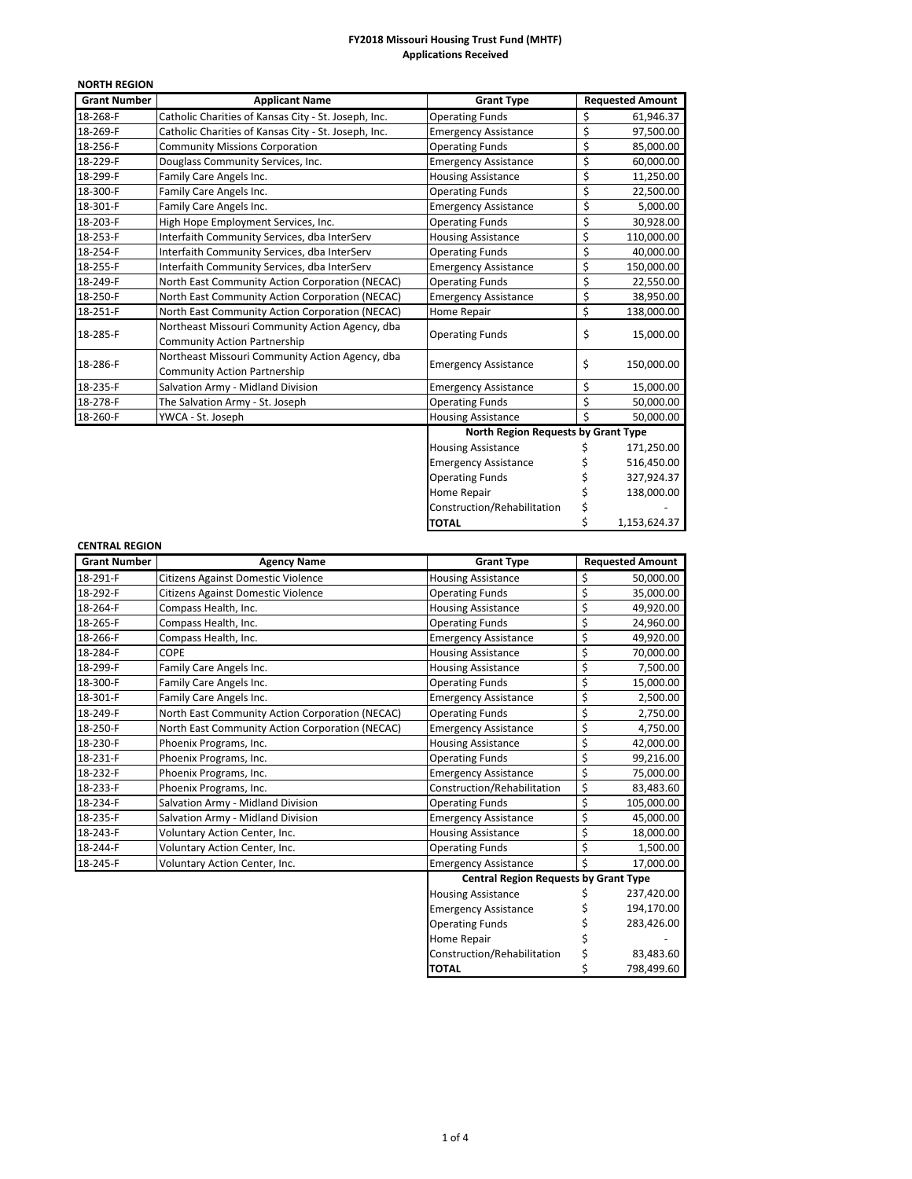# FY2018 Missouri Housing Trust Fund (MHTF)
## Applications Received

### NORTH REGION

| Grant Number | Applicant Name | Grant Type | Requested Amount |
|---|---|---|---|
| 18-268-F | Catholic Charities of Kansas City - St. Joseph, Inc. | Operating Funds | $ 61,946.37 |
| 18-269-F | Catholic Charities of Kansas City - St. Joseph, Inc. | Emergency Assistance | $ 97,500.00 |
| 18-256-F | Community Missions Corporation | Operating Funds | $ 85,000.00 |
| 18-229-F | Douglass Community Services, Inc. | Emergency Assistance | $ 60,000.00 |
| 18-299-F | Family Care Angels Inc. | Housing Assistance | $ 11,250.00 |
| 18-300-F | Family Care Angels Inc. | Operating Funds | $ 22,500.00 |
| 18-301-F | Family Care Angels Inc. | Emergency Assistance | $ 5,000.00 |
| 18-203-F | High Hope Employment Services, Inc. | Operating Funds | $ 30,928.00 |
| 18-253-F | Interfaith Community Services, dba InterServ | Housing Assistance | $ 110,000.00 |
| 18-254-F | Interfaith Community Services, dba InterServ | Operating Funds | $ 40,000.00 |
| 18-255-F | Interfaith Community Services, dba InterServ | Emergency Assistance | $ 150,000.00 |
| 18-249-F | North East Community Action Corporation (NECAC) | Operating Funds | $ 22,550.00 |
| 18-250-F | North East Community Action Corporation (NECAC) | Emergency Assistance | $ 38,950.00 |
| 18-251-F | North East Community Action Corporation (NECAC) | Home Repair | $ 138,000.00 |
| 18-285-F | Northeast Missouri Community Action Agency, dba Community Action Partnership | Operating Funds | $ 15,000.00 |
| 18-286-F | Northeast Missouri Community Action Agency, dba Community Action Partnership | Emergency Assistance | $ 150,000.00 |
| 18-235-F | Salvation Army - Midland Division | Emergency Assistance | $ 15,000.00 |
| 18-278-F | The Salvation Army - St. Joseph | Operating Funds | $ 50,000.00 |
| 18-260-F | YWCA - St. Joseph | Housing Assistance | $ 50,000.00 |

| North Region Requests by Grant Type | |
|---|---|
| Housing Assistance | $ 171,250.00 |
| Emergency Assistance | $ 516,450.00 |
| Operating Funds | $ 327,924.37 |
| Home Repair | $ 138,000.00 |
| Construction/Rehabilitation | $ - |
| **TOTAL** | $ 1,153,624.37 |

### CENTRAL REGION

| Grant Number | Agency Name | Grant Type | Requested Amount |
|---|---|---|---|
| 18-291-F | Citizens Against Domestic Violence | Housing Assistance | $ 50,000.00 |
| 18-292-F | Citizens Against Domestic Violence | Operating Funds | $ 35,000.00 |
| 18-264-F | Compass Health, Inc. | Housing Assistance | $ 49,920.00 |
| 18-265-F | Compass Health, Inc. | Operating Funds | $ 24,960.00 |
| 18-266-F | Compass Health, Inc. | Emergency Assistance | $ 49,920.00 |
| 18-284-F | COPE | Housing Assistance | $ 70,000.00 |
| 18-299-F | Family Care Angels Inc. | Housing Assistance | $ 7,500.00 |
| 18-300-F | Family Care Angels Inc. | Operating Funds | $ 15,000.00 |
| 18-301-F | Family Care Angels Inc. | Emergency Assistance | $ 2,500.00 |
| 18-249-F | North East Community Action Corporation (NECAC) | Operating Funds | $ 2,750.00 |
| 18-250-F | North East Community Action Corporation (NECAC) | Emergency Assistance | $ 4,750.00 |
| 18-230-F | Phoenix Programs, Inc. | Housing Assistance | $ 42,000.00 |
| 18-231-F | Phoenix Programs, Inc. | Operating Funds | $ 99,216.00 |
| 18-232-F | Phoenix Programs, Inc. | Emergency Assistance | $ 75,000.00 |
| 18-233-F | Phoenix Programs, Inc. | Construction/Rehabilitation | $ 83,483.60 |
| 18-234-F | Salvation Army - Midland Division | Operating Funds | $ 105,000.00 |
| 18-235-F | Salvation Army - Midland Division | Emergency Assistance | $ 45,000.00 |
| 18-243-F | Voluntary Action Center, Inc. | Housing Assistance | $ 18,000.00 |
| 18-244-F | Voluntary Action Center, Inc. | Operating Funds | $ 1,500.00 |
| 18-245-F | Voluntary Action Center, Inc. | Emergency Assistance | $ 17,000.00 |

| Central Region Requests by Grant Type | |
|---|---|
| Housing Assistance | $ 237,420.00 |
| Emergency Assistance | $ 194,170.00 |
| Operating Funds | $ 283,426.00 |
| Home Repair | $ - |
| Construction/Rehabilitation | $ 83,483.60 |
| **TOTAL** | $ 798,499.60 |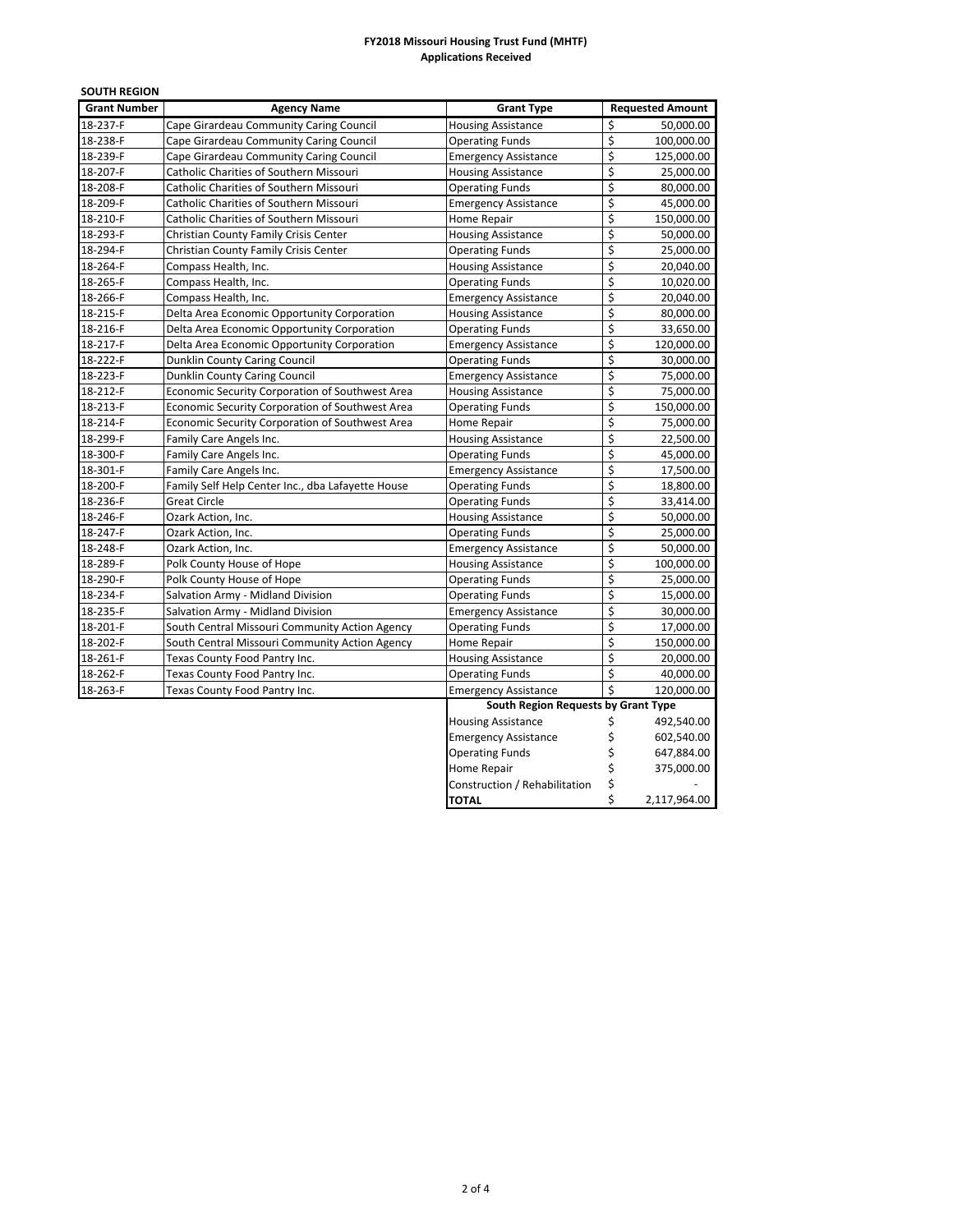**FY2018 Missouri Housing Trust Fund (MHTF)**
**Applications Received**

**SOUTH REGION**

| Grant Number | Agency Name | Grant Type | Requested Amount |
|---|---|---|---|
| 18-237-F | Cape Girardeau Community Caring Council | Housing Assistance | $ 50,000.00 |
| 18-238-F | Cape Girardeau Community Caring Council | Operating Funds | $ 100,000.00 |
| 18-239-F | Cape Girardeau Community Caring Council | Emergency Assistance | $ 125,000.00 |
| 18-207-F | Catholic Charities of Southern Missouri | Housing Assistance | $ 25,000.00 |
| 18-208-F | Catholic Charities of Southern Missouri | Operating Funds | $ 80,000.00 |
| 18-209-F | Catholic Charities of Southern Missouri | Emergency Assistance | $ 45,000.00 |
| 18-210-F | Catholic Charities of Southern Missouri | Home Repair | $ 150,000.00 |
| 18-293-F | Christian County Family Crisis Center | Housing Assistance | $ 50,000.00 |
| 18-294-F | Christian County Family Crisis Center | Operating Funds | $ 25,000.00 |
| 18-264-F | Compass Health, Inc. | Housing Assistance | $ 20,040.00 |
| 18-265-F | Compass Health, Inc. | Operating Funds | $ 10,020.00 |
| 18-266-F | Compass Health, Inc. | Emergency Assistance | $ 20,040.00 |
| 18-215-F | Delta Area Economic Opportunity Corporation | Housing Assistance | $ 80,000.00 |
| 18-216-F | Delta Area Economic Opportunity Corporation | Operating Funds | $ 33,650.00 |
| 18-217-F | Delta Area Economic Opportunity Corporation | Emergency Assistance | $ 120,000.00 |
| 18-222-F | Dunklin County Caring Council | Operating Funds | $ 30,000.00 |
| 18-223-F | Dunklin County Caring Council | Emergency Assistance | $ 75,000.00 |
| 18-212-F | Economic Security Corporation of Southwest Area | Housing Assistance | $ 75,000.00 |
| 18-213-F | Economic Security Corporation of Southwest Area | Operating Funds | $ 150,000.00 |
| 18-214-F | Economic Security Corporation of Southwest Area | Home Repair | $ 75,000.00 |
| 18-299-F | Family Care Angels Inc. | Housing Assistance | $ 22,500.00 |
| 18-300-F | Family Care Angels Inc. | Operating Funds | $ 45,000.00 |
| 18-301-F | Family Care Angels Inc. | Emergency Assistance | $ 17,500.00 |
| 18-200-F | Family Self Help Center Inc., dba Lafayette House | Operating Funds | $ 18,800.00 |
| 18-236-F | Great Circle | Operating Funds | $ 33,414.00 |
| 18-246-F | Ozark Action, Inc. | Housing Assistance | $ 50,000.00 |
| 18-247-F | Ozark Action, Inc. | Operating Funds | $ 25,000.00 |
| 18-248-F | Ozark Action, Inc. | Emergency Assistance | $ 50,000.00 |
| 18-289-F | Polk County House of Hope | Housing Assistance | $ 100,000.00 |
| 18-290-F | Polk County House of Hope | Operating Funds | $ 25,000.00 |
| 18-234-F | Salvation Army - Midland Division | Operating Funds | $ 15,000.00 |
| 18-235-F | Salvation Army - Midland Division | Emergency Assistance | $ 30,000.00 |
| 18-201-F | South Central Missouri Community Action Agency | Operating Funds | $ 17,000.00 |
| 18-202-F | South Central Missouri Community Action Agency | Home Repair | $ 150,000.00 |
| 18-261-F | Texas County Food Pantry Inc. | Housing Assistance | $ 20,000.00 |
| 18-262-F | Texas County Food Pantry Inc. | Operating Funds | $ 40,000.00 |
| 18-263-F | Texas County Food Pantry Inc. | Emergency Assistance | $ 120,000.00 |

| South Region Requests by Grant Type | |
|---|---|
| Housing Assistance | $ 492,540.00 |
| Emergency Assistance | $ 602,540.00 |
| Operating Funds | $ 647,884.00 |
| Home Repair | $ 375,000.00 |
| Construction / Rehabilitation | $ - |
| **TOTAL** | $ 2,117,964.00 |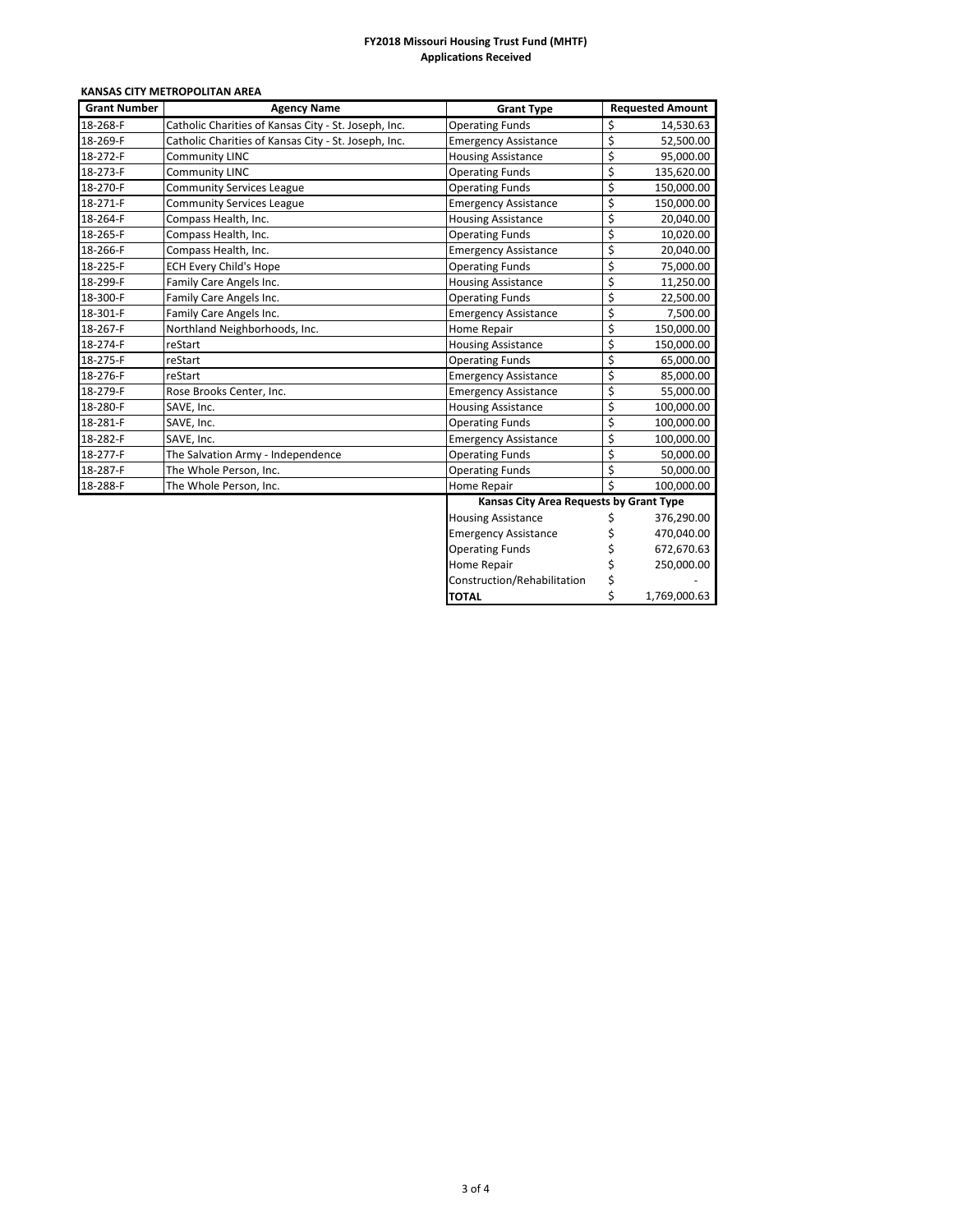# FY2018 Missouri Housing Trust Fund (MHTF)
## Applications Received

**KANSAS CITY METROPOLITAN AREA**

| Grant Number | Agency Name | Grant Type | Requested Amount |
|---|---|---|---|
| 18-268-F | Catholic Charities of Kansas City - St. Joseph, Inc. | Operating Funds | $ 14,530.63 |
| 18-269-F | Catholic Charities of Kansas City - St. Joseph, Inc. | Emergency Assistance | $ 52,500.00 |
| 18-272-F | Community LINC | Housing Assistance | $ 95,000.00 |
| 18-273-F | Community LINC | Operating Funds | $ 135,620.00 |
| 18-270-F | Community Services League | Operating Funds | $ 150,000.00 |
| 18-271-F | Community Services League | Emergency Assistance | $ 150,000.00 |
| 18-264-F | Compass Health, Inc. | Housing Assistance | $ 20,040.00 |
| 18-265-F | Compass Health, Inc. | Operating Funds | $ 10,020.00 |
| 18-266-F | Compass Health, Inc. | Emergency Assistance | $ 20,040.00 |
| 18-225-F | ECH Every Child's Hope | Operating Funds | $ 75,000.00 |
| 18-299-F | Family Care Angels Inc. | Housing Assistance | $ 11,250.00 |
| 18-300-F | Family Care Angels Inc. | Operating Funds | $ 22,500.00 |
| 18-301-F | Family Care Angels Inc. | Emergency Assistance | $ 7,500.00 |
| 18-267-F | Northland Neighborhoods, Inc. | Home Repair | $ 150,000.00 |
| 18-274-F | reStart | Housing Assistance | $ 150,000.00 |
| 18-275-F | reStart | Operating Funds | $ 65,000.00 |
| 18-276-F | reStart | Emergency Assistance | $ 85,000.00 |
| 18-279-F | Rose Brooks Center, Inc. | Emergency Assistance | $ 55,000.00 |
| 18-280-F | SAVE, Inc. | Housing Assistance | $ 100,000.00 |
| 18-281-F | SAVE, Inc. | Operating Funds | $ 100,000.00 |
| 18-282-F | SAVE, Inc. | Emergency Assistance | $ 100,000.00 |
| 18-277-F | The Salvation Army - Independence | Operating Funds | $ 50,000.00 |
| 18-287-F | The Whole Person, Inc. | Operating Funds | $ 50,000.00 |
| 18-288-F | The Whole Person, Inc. | Home Repair | $ 100,000.00 |

| Kansas City Area Requests by Grant Type | |
|---|---|
| Housing Assistance | $ 376,290.00 |
| Emergency Assistance | $ 470,040.00 |
| Operating Funds | $ 672,670.63 |
| Home Repair | $ 250,000.00 |
| Construction/Rehabilitation | $ - |
| **TOTAL** | $ 1,769,000.63 |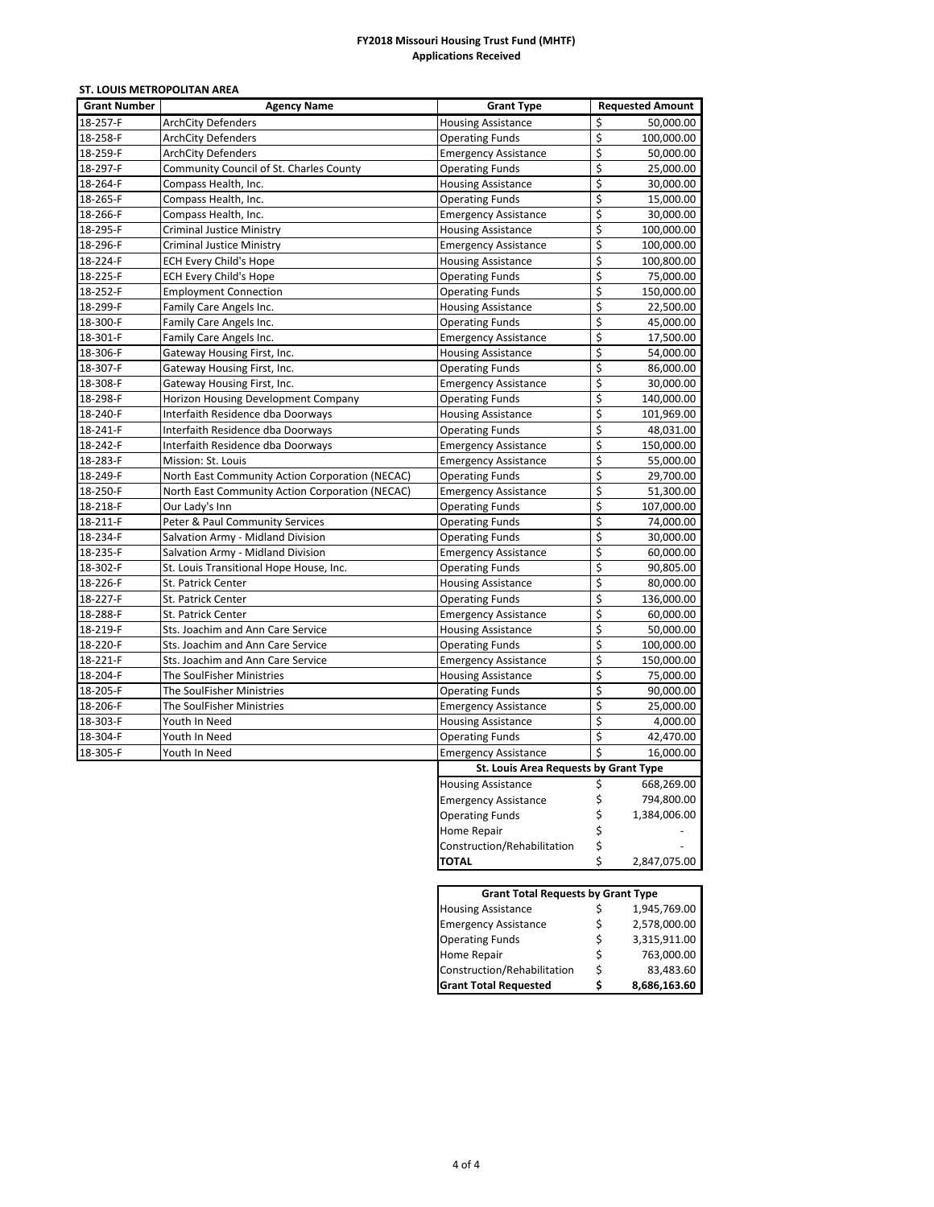**FY2018 Missouri Housing Trust Fund (MHTF)**
**Applications Received**

**ST. LOUIS METROPOLITAN AREA**

| Grant Number | Agency Name | Grant Type | Requested Amount |
|---|---|---|---|
| 18-257-F | ArchCity Defenders | Housing Assistance | $ 50,000.00 |
| 18-258-F | ArchCity Defenders | Operating Funds | $ 100,000.00 |
| 18-259-F | ArchCity Defenders | Emergency Assistance | $ 50,000.00 |
| 18-297-F | Community Council of St. Charles County | Operating Funds | $ 25,000.00 |
| 18-264-F | Compass Health, Inc. | Housing Assistance | $ 30,000.00 |
| 18-265-F | Compass Health, Inc. | Operating Funds | $ 15,000.00 |
| 18-266-F | Compass Health, Inc. | Emergency Assistance | $ 30,000.00 |
| 18-295-F | Criminal Justice Ministry | Housing Assistance | $ 100,000.00 |
| 18-296-F | Criminal Justice Ministry | Emergency Assistance | $ 100,000.00 |
| 18-224-F | ECH Every Child's Hope | Housing Assistance | $ 100,800.00 |
| 18-225-F | ECH Every Child's Hope | Operating Funds | $ 75,000.00 |
| 18-252-F | Employment Connection | Operating Funds | $ 150,000.00 |
| 18-299-F | Family Care Angels Inc. | Housing Assistance | $ 22,500.00 |
| 18-300-F | Family Care Angels Inc. | Operating Funds | $ 45,000.00 |
| 18-301-F | Family Care Angels Inc. | Emergency Assistance | $ 17,500.00 |
| 18-306-F | Gateway Housing First, Inc. | Housing Assistance | $ 54,000.00 |
| 18-307-F | Gateway Housing First, Inc. | Operating Funds | $ 86,000.00 |
| 18-308-F | Gateway Housing First, Inc. | Emergency Assistance | $ 30,000.00 |
| 18-298-F | Horizon Housing Development Company | Operating Funds | $ 140,000.00 |
| 18-240-F | Interfaith Residence dba Doorways | Housing Assistance | $ 101,969.00 |
| 18-241-F | Interfaith Residence dba Doorways | Operating Funds | $ 48,031.00 |
| 18-242-F | Interfaith Residence dba Doorways | Emergency Assistance | $ 150,000.00 |
| 18-283-F | Mission: St. Louis | Emergency Assistance | $ 55,000.00 |
| 18-249-F | North East Community Action Corporation (NECAC) | Operating Funds | $ 29,700.00 |
| 18-250-F | North East Community Action Corporation (NECAC) | Emergency Assistance | $ 51,300.00 |
| 18-218-F | Our Lady's Inn | Operating Funds | $ 107,000.00 |
| 18-211-F | Peter & Paul Community Services | Operating Funds | $ 74,000.00 |
| 18-234-F | Salvation Army - Midland Division | Operating Funds | $ 30,000.00 |
| 18-235-F | Salvation Army - Midland Division | Emergency Assistance | $ 60,000.00 |
| 18-302-F | St. Louis Transitional Hope House, Inc. | Operating Funds | $ 90,805.00 |
| 18-226-F | St. Patrick Center | Housing Assistance | $ 80,000.00 |
| 18-227-F | St. Patrick Center | Operating Funds | $ 136,000.00 |
| 18-288-F | St. Patrick Center | Emergency Assistance | $ 60,000.00 |
| 18-219-F | Sts. Joachim and Ann Care Service | Housing Assistance | $ 50,000.00 |
| 18-220-F | Sts. Joachim and Ann Care Service | Operating Funds | $ 100,000.00 |
| 18-221-F | Sts. Joachim and Ann Care Service | Emergency Assistance | $ 150,000.00 |
| 18-204-F | The SoulFisher Ministries | Housing Assistance | $ 75,000.00 |
| 18-205-F | The SoulFisher Ministries | Operating Funds | $ 90,000.00 |
| 18-206-F | The SoulFisher Ministries | Emergency Assistance | $ 25,000.00 |
| 18-303-F | Youth In Need | Housing Assistance | $ 4,000.00 |
| 18-304-F | Youth In Need | Operating Funds | $ 42,470.00 |
| 18-305-F | Youth In Need | Emergency Assistance | $ 16,000.00 |

| St. Louis Area Requests by Grant Type | |
|---|---|
| Housing Assistance | $ 668,269.00 |
| Emergency Assistance | $ 794,800.00 |
| Operating Funds | $ 1,384,006.00 |
| Home Repair | $ - |
| Construction/Rehabilitation | $ - |
| **TOTAL** | $ 2,847,075.00 |

| Grant Total Requests by Grant Type | |
|---|---|
| Housing Assistance | $ 1,945,769.00 |
| Emergency Assistance | $ 2,578,000.00 |
| Operating Funds | $ 3,315,911.00 |
| Home Repair | $ 763,000.00 |
| Construction/Rehabilitation | $ 83,483.60 |
| **Grant Total Requested** | **$ 8,686,163.60** |